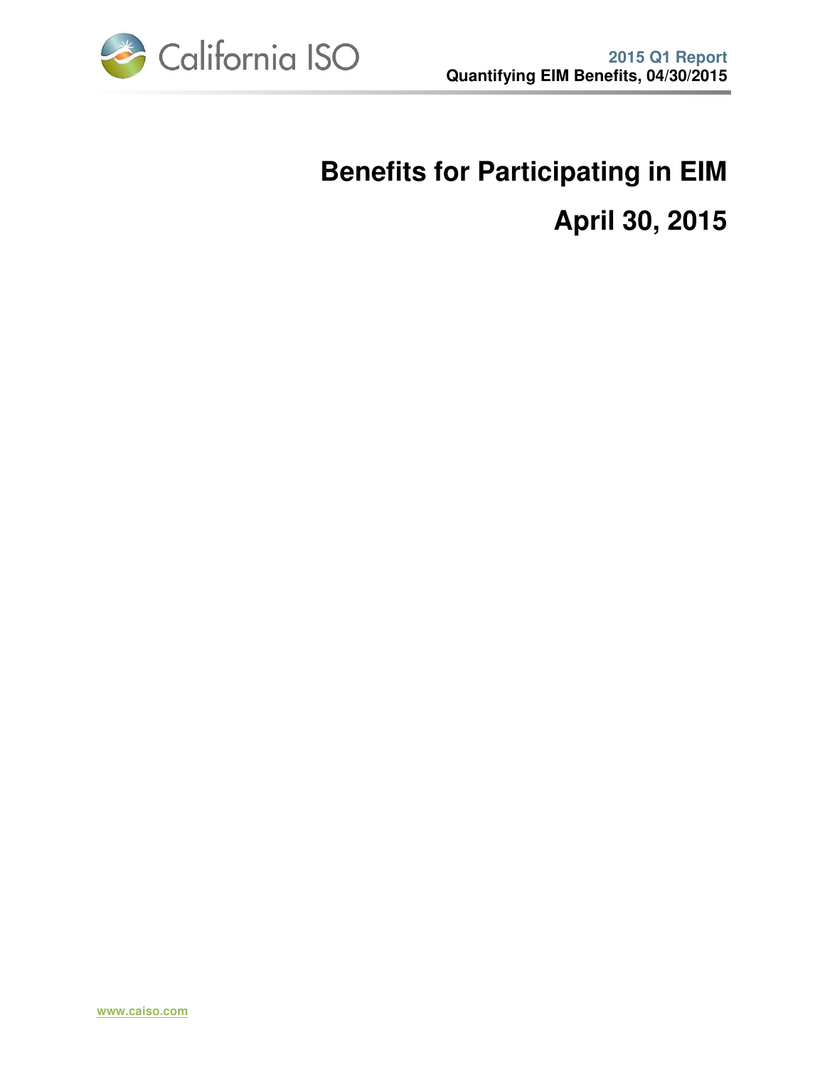# Benefits for Participating in EIM

# April 30, 2015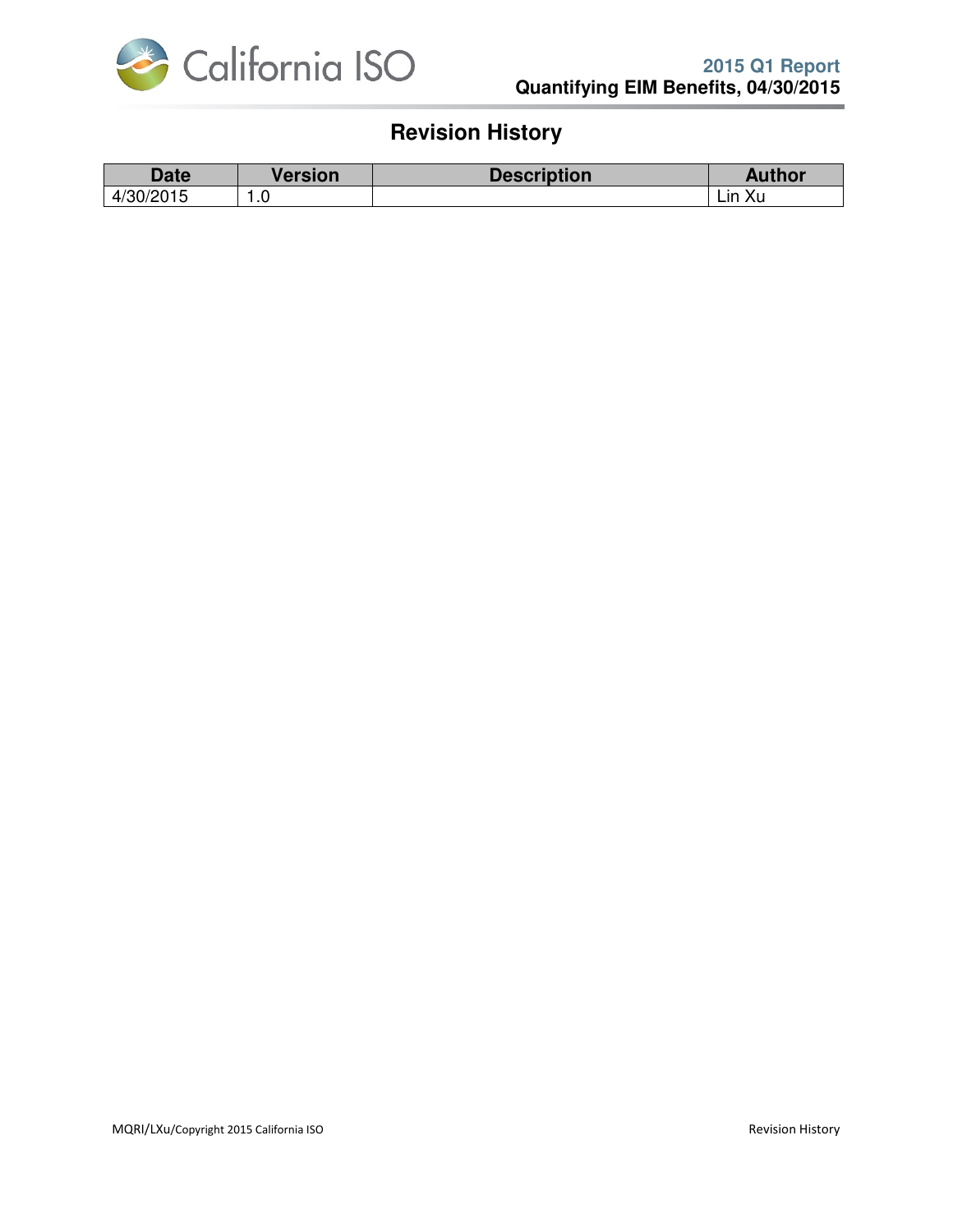# Revision History

| Date | Version | Description | Author |
| --- | --- | --- | --- |
| 4/30/2015 | 1.0 | | Lin Xu |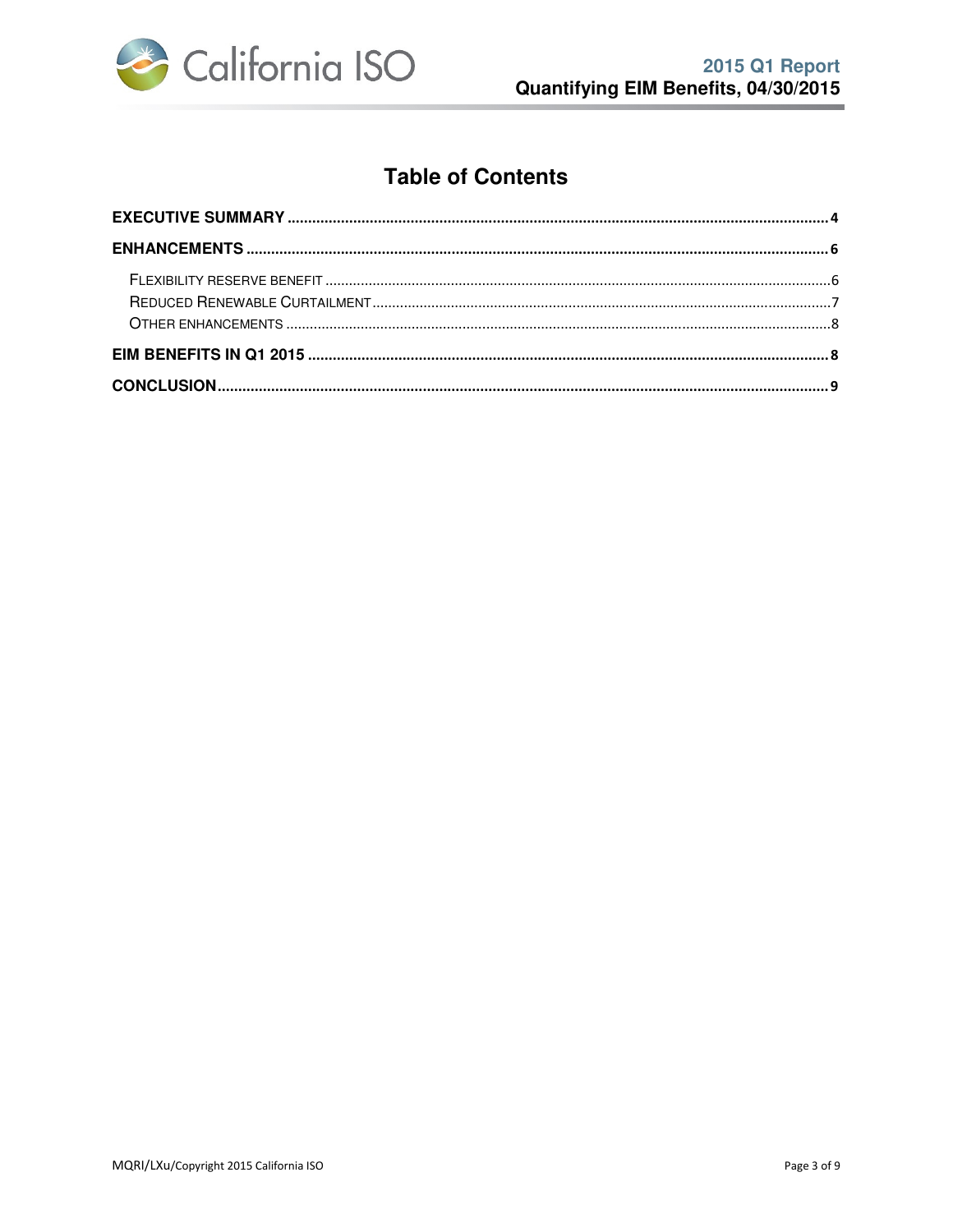# Table of Contents

**EXECUTIVE SUMMARY** .................................................................................................................................... 4

**ENHANCEMENTS** .......................................................................................................................................... 6

- FLEXIBILITY RESERVE BENEFIT ............................................................................................................... 6
- REDUCED RENEWABLE CURTAILMENT .................................................................................................... 7
- OTHER ENHANCEMENTS ......................................................................................................................... 8

**EIM BENEFITS IN Q1 2015** ........................................................................................................................... 8

**CONCLUSION** .................................................................................................................................................. 9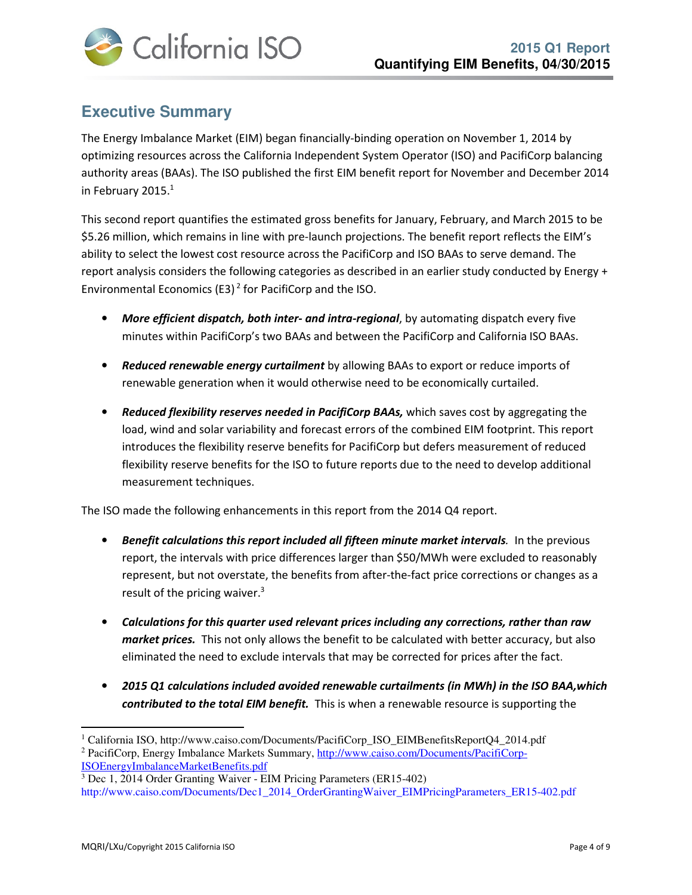## Executive Summary

The Energy Imbalance Market (EIM) began financially-binding operation on November 1, 2014 by optimizing resources across the California Independent System Operator (ISO) and PacifiCorp balancing authority areas (BAAs). The ISO published the first EIM benefit report for November and December 2014 in February 2015.[1]

This second report quantifies the estimated gross benefits for January, February, and March 2015 to be $5.26 million, which remains in line with pre-launch projections. The benefit report reflects the EIM's ability to select the lowest cost resource across the PacifiCorp and ISO BAAs to serve demand. The report analysis considers the following categories as described in an earlier study conducted by Energy + Environmental Economics (E3)[2] for PacifiCorp and the ISO.

- ***More efficient dispatch, both inter- and intra-regional***, by automating dispatch every five minutes within PacifiCorp's two BAAs and between the PacifiCorp and California ISO BAAs.
- ***Reduced renewable energy curtailment*** by allowing BAAs to export or reduce imports of renewable generation when it would otherwise need to be economically curtailed.
- ***Reduced flexibility reserves needed in PacifiCorp BAAs,*** which saves cost by aggregating the load, wind and solar variability and forecast errors of the combined EIM footprint. This report introduces the flexibility reserve benefits for PacifiCorp but defers measurement of reduced flexibility reserve benefits for the ISO to future reports due to the need to develop additional measurement techniques.

The ISO made the following enhancements in this report from the 2014 Q4 report.

- ***Benefit calculations this report included all fifteen minute market intervals.*** In the previous report, the intervals with price differences larger than $50/MWh were excluded to reasonably represent, but not overstate, the benefits from after-the-fact price corrections or changes as a result of the pricing waiver.[3]
- ***Calculations for this quarter used relevant prices including any corrections, rather than raw market prices.*** This not only allows the benefit to be calculated with better accuracy, but also eliminated the need to exclude intervals that may be corrected for prices after the fact.
- ***2015 Q1 calculations included avoided renewable curtailments (in MWh) in the ISO BAA,which contributed to the total EIM benefit.*** This is when a renewable resource is supporting the

---

[1] California ISO, http://www.caiso.com/Documents/PacifiCorp_ISO_EIMBenefitsReportQ4_2014.pdf

[2] PacifiCorp, Energy Imbalance Markets Summary, http://www.caiso.com/Documents/PacifiCorp-ISOEnergyImbalanceMarketBenefits.pdf

[3] Dec 1, 2014 Order Granting Waiver - EIM Pricing Parameters (ER15-402) http://www.caiso.com/Documents/Dec1_2014_OrderGrantingWaiver_EIMPricingParameters_ER15-402.pdf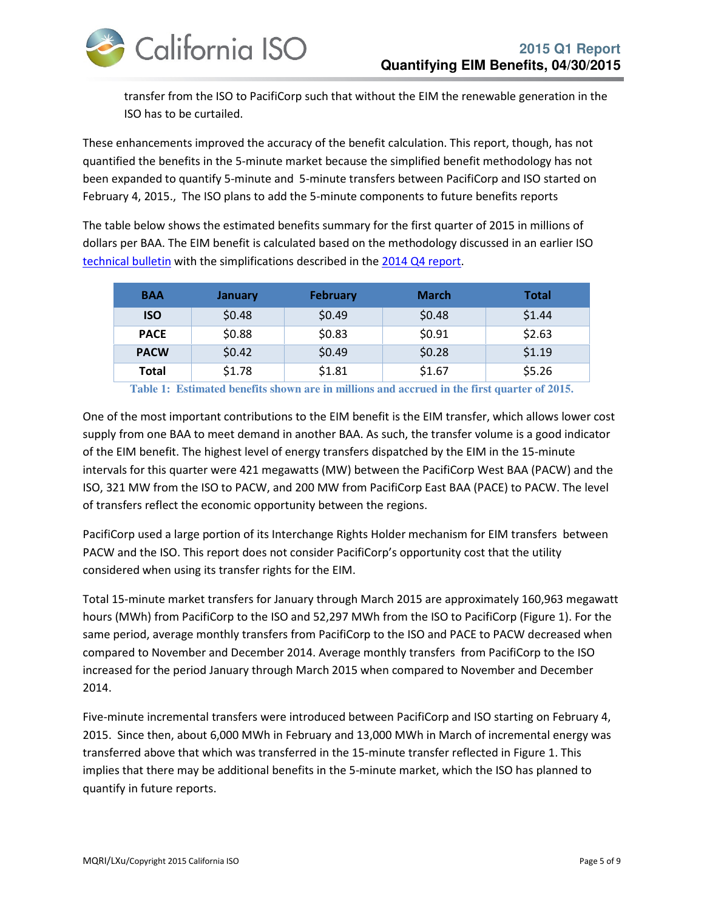transfer from the ISO to PacifiCorp such that without the EIM the renewable generation in the ISO has to be curtailed.

These enhancements improved the accuracy of the benefit calculation. This report, though, has not quantified the benefits in the 5-minute market because the simplified benefit methodology has not been expanded to quantify 5-minute and  5-minute transfers between PacifiCorp and ISO started on February 4, 2015.,  The ISO plans to add the 5-minute components to future benefits reports

The table below shows the estimated benefits summary for the first quarter of 2015 in millions of dollars per BAA. The EIM benefit is calculated based on the methodology discussed in an earlier ISO technical bulletin with the simplifications described in the 2014 Q4 report.

| BAA | January | February | March | Total |
|---|---|---|---|---|
| **ISO** | $0.48 | $0.49 | $0.48 | $1.44 |
| **PACE** | $0.88 | $0.83 | $0.91 | $2.63 |
| **PACW** | $0.42 | $0.49 | $0.28 | $1.19 |
| **Total** | $1.78 | $1.81 | $1.67 | $5.26 |

**Table 1: Estimated benefits shown are in millions and accrued in the first quarter of 2015.**

One of the most important contributions to the EIM benefit is the EIM transfer, which allows lower cost supply from one BAA to meet demand in another BAA. As such, the transfer volume is a good indicator of the EIM benefit. The highest level of energy transfers dispatched by the EIM in the 15-minute intervals for this quarter were 421 megawatts (MW) between the PacifiCorp West BAA (PACW) and the ISO, 321 MW from the ISO to PACW, and 200 MW from PacifiCorp East BAA (PACE) to PACW. The level of transfers reflect the economic opportunity between the regions.

PacifiCorp used a large portion of its Interchange Rights Holder mechanism for EIM transfers  between PACW and the ISO. This report does not consider PacifiCorp's opportunity cost that the utility considered when using its transfer rights for the EIM.

Total 15-minute market transfers for January through March 2015 are approximately 160,963 megawatt hours (MWh) from PacifiCorp to the ISO and 52,297 MWh from the ISO to PacifiCorp (Figure 1). For the same period, average monthly transfers from PacifiCorp to the ISO and PACE to PACW decreased when compared to November and December 2014. Average monthly transfers  from PacifiCorp to the ISO increased for the period January through March 2015 when compared to November and December 2014.

Five-minute incremental transfers were introduced between PacifiCorp and ISO starting on February 4, 2015.  Since then, about 6,000 MWh in February and 13,000 MWh in March of incremental energy was transferred above that which was transferred in the 15-minute transfer reflected in Figure 1. This implies that there may be additional benefits in the 5-minute market, which the ISO has planned to quantify in future reports.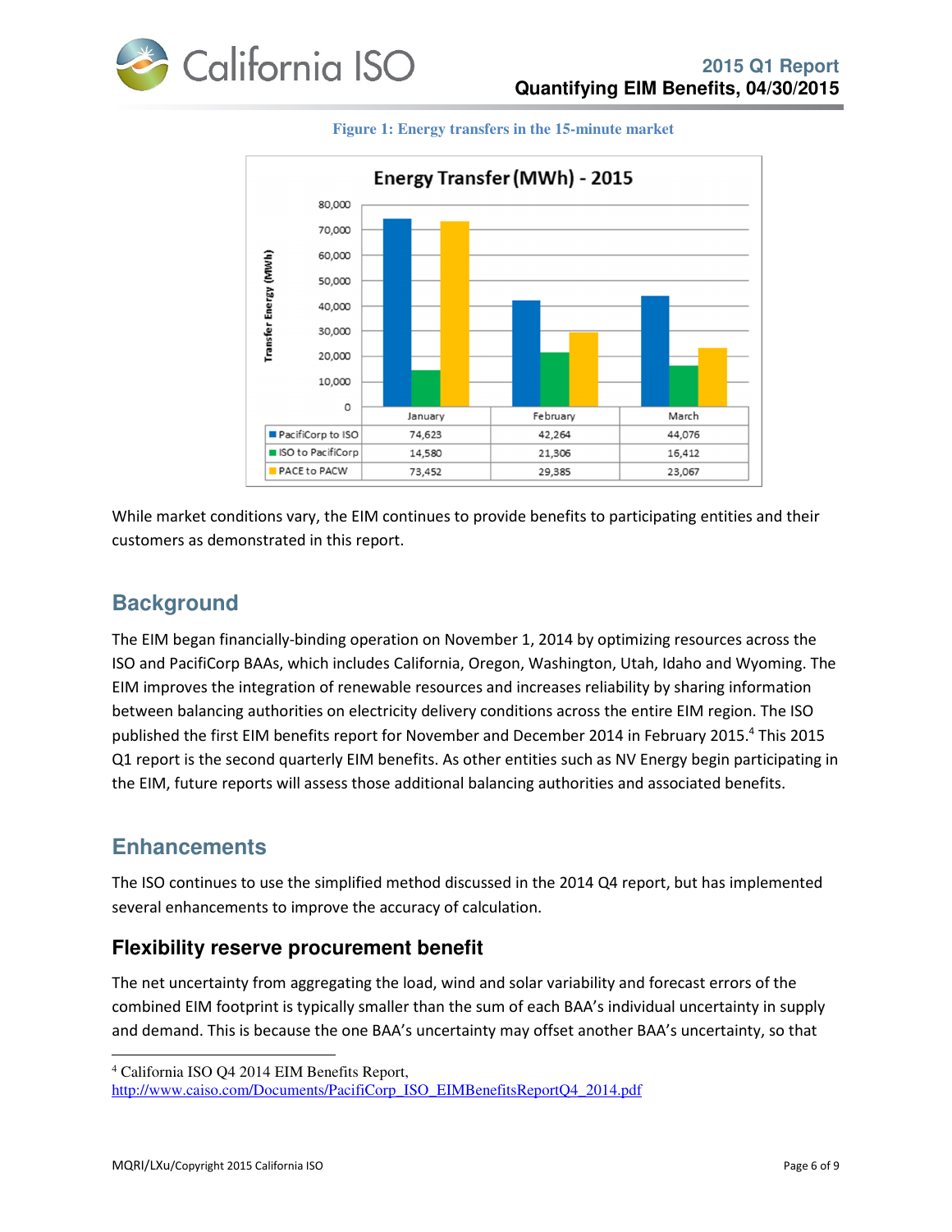**Figure 1: Energy transfers in the 15-minute market**

Energy Transfer (MWh) - 2015

| | January | February | March |
|---|---|---|---|
| PacifiCorp to ISO | 74,623 | 42,264 | 44,076 |
| ISO to PacifiCorp | 14,580 | 21,306 | 16,412 |
| PACE to PACW | 73,452 | 29,385 | 23,067 |

While market conditions vary, the EIM continues to provide benefits to participating entities and their customers as demonstrated in this report.

## Background

The EIM began financially-binding operation on November 1, 2014 by optimizing resources across the ISO and PacifiCorp BAAs, which includes California, Oregon, Washington, Utah, Idaho and Wyoming. The EIM improves the integration of renewable resources and increases reliability by sharing information between balancing authorities on electricity delivery conditions across the entire EIM region. The ISO published the first EIM benefits report for November and December 2014 in February 2015.[4] This 2015 Q1 report is the second quarterly EIM benefits. As other entities such as NV Energy begin participating in the EIM, future reports will assess those additional balancing authorities and associated benefits.

## Enhancements

The ISO continues to use the simplified method discussed in the 2014 Q4 report, but has implemented several enhancements to improve the accuracy of calculation.

### Flexibility reserve procurement benefit

The net uncertainty from aggregating the load, wind and solar variability and forecast errors of the combined EIM footprint is typically smaller than the sum of each BAA's individual uncertainty in supply and demand. This is because the one BAA's uncertainty may offset another BAA's uncertainty, so that

---

[4] California ISO Q4 2014 EIM Benefits Report, http://www.caiso.com/Documents/PacifiCorp_ISO_EIMBenefitsReportQ4_2014.pdf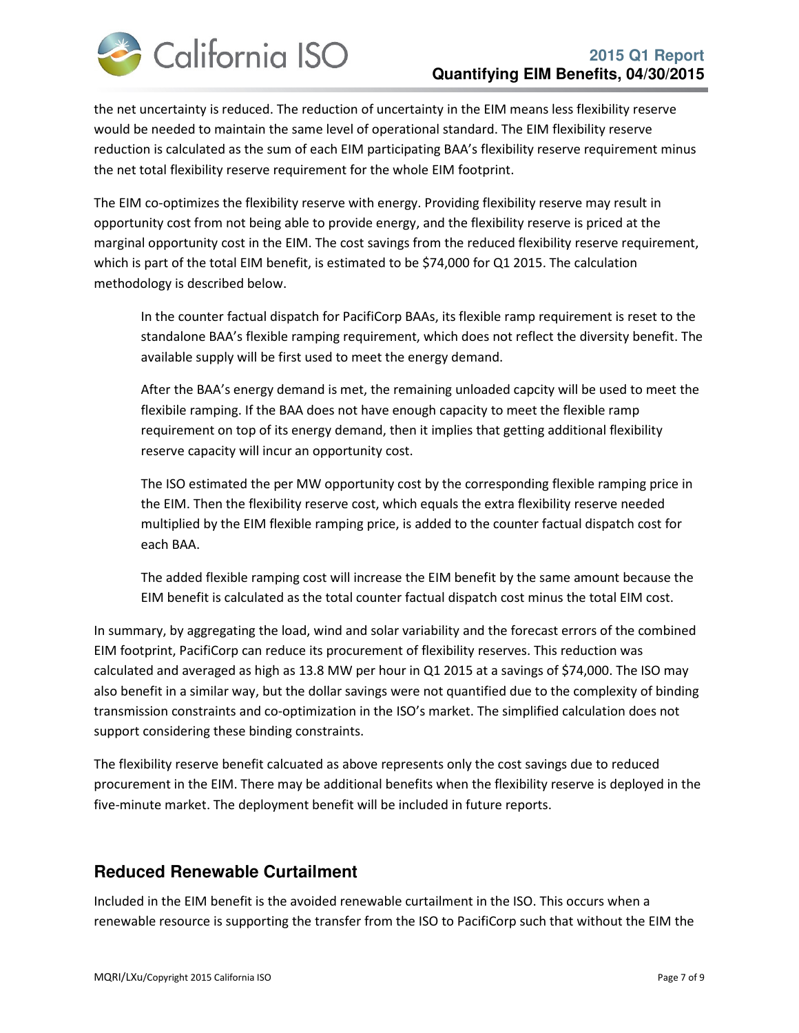the net uncertainty is reduced. The reduction of uncertainty in the EIM means less flexibility reserve would be needed to maintain the same level of operational standard. The EIM flexibility reserve reduction is calculated as the sum of each EIM participating BAA's flexibility reserve requirement minus the net total flexibility reserve requirement for the whole EIM footprint.

The EIM co-optimizes the flexibility reserve with energy. Providing flexibility reserve may result in opportunity cost from not being able to provide energy, and the flexibility reserve is priced at the marginal opportunity cost in the EIM. The cost savings from the reduced flexibility reserve requirement, which is part of the total EIM benefit, is estimated to be $74,000 for Q1 2015. The calculation methodology is described below.

> In the counter factual dispatch for PacifiCorp BAAs, its flexible ramp requirement is reset to the standalone BAA's flexible ramping requirement, which does not reflect the diversity benefit. The available supply will be first used to meet the energy demand.
>
> After the BAA's energy demand is met, the remaining unloaded capcity will be used to meet the flexibile ramping. If the BAA does not have enough capacity to meet the flexible ramp requirement on top of its energy demand, then it implies that getting additional flexibility reserve capacity will incur an opportunity cost.
>
> The ISO estimated the per MW opportunity cost by the corresponding flexible ramping price in the EIM. Then the flexibility reserve cost, which equals the extra flexibility reserve needed multiplied by the EIM flexible ramping price, is added to the counter factual dispatch cost for each BAA.
>
> The added flexible ramping cost will increase the EIM benefit by the same amount because the EIM benefit is calculated as the total counter factual dispatch cost minus the total EIM cost.

In summary, by aggregating the load, wind and solar variability and the forecast errors of the combined EIM footprint, PacifiCorp can reduce its procurement of flexibility reserves. This reduction was calculated and averaged as high as 13.8 MW per hour in Q1 2015 at a savings of $74,000. The ISO may also benefit in a similar way, but the dollar savings were not quantified due to the complexity of binding transmission constraints and co-optimization in the ISO's market. The simplified calculation does not support considering these binding constraints.

The flexibility reserve benefit calcuated as above represents only the cost savings due to reduced procurement in the EIM. There may be additional benefits when the flexibility reserve is deployed in the five-minute market. The deployment benefit will be included in future reports.

## Reduced Renewable Curtailment

Included in the EIM benefit is the avoided renewable curtailment in the ISO. This occurs when a renewable resource is supporting the transfer from the ISO to PacifiCorp such that without the EIM the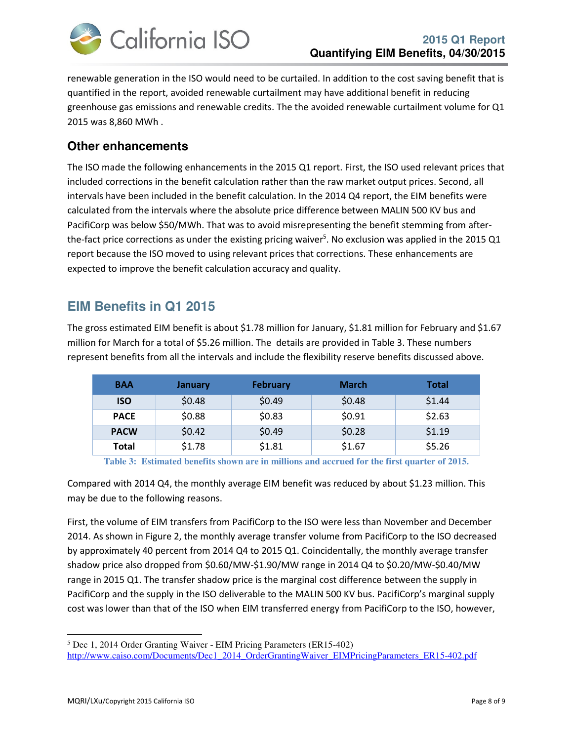renewable generation in the ISO would need to be curtailed. In addition to the cost saving benefit that is quantified in the report, avoided renewable curtailment may have additional benefit in reducing greenhouse gas emissions and renewable credits. The the avoided renewable curtailment volume for Q1 2015 was 8,860 MWh .

## Other enhancements

The ISO made the following enhancements in the 2015 Q1 report. First, the ISO used relevant prices that included corrections in the benefit calculation rather than the raw market output prices. Second, all intervals have been included in the benefit calculation. In the 2014 Q4 report, the EIM benefits were calculated from the intervals where the absolute price difference between MALIN 500 KV bus and PacifiCorp was below $50/MWh. That was to avoid misrepresenting the benefit stemming from after-the-fact price corrections as under the existing pricing waiver[5]. No exclusion was applied in the 2015 Q1 report because the ISO moved to using relevant prices that corrections. These enhancements are expected to improve the benefit calculation accuracy and quality.

# EIM Benefits in Q1 2015

The gross estimated EIM benefit is about $1.78 million for January, $1.81 million for February and $1.67 million for March for a total of $5.26 million. The details are provided in Table 3. These numbers represent benefits from all the intervals and include the flexibility reserve benefits discussed above.

| BAA | January | February | March | Total |
|---|---|---|---|---|
| **ISO** | $0.48 | $0.49 | $0.48 | $1.44 |
| **PACE** | $0.88 | $0.83 | $0.91 | $2.63 |
| **PACW** | $0.42 | $0.49 | $0.28 | $1.19 |
| **Total** | $1.78 | $1.81 | $1.67 | $5.26 |

**Table 3: Estimated benefits shown are in millions and accrued for the first quarter of 2015.**

Compared with 2014 Q4, the monthly average EIM benefit was reduced by about $1.23 million. This may be due to the following reasons.

First, the volume of EIM transfers from PacifiCorp to the ISO were less than November and December 2014. As shown in Figure 2, the monthly average transfer volume from PacifiCorp to the ISO decreased by approximately 40 percent from 2014 Q4 to 2015 Q1. Coincidentally, the monthly average transfer shadow price also dropped from $0.60/MW-$1.90/MW range in 2014 Q4 to $0.20/MW-$0.40/MW range in 2015 Q1. The transfer shadow price is the marginal cost difference between the supply in PacifiCorp and the supply in the ISO deliverable to the MALIN 500 KV bus. PacifiCorp's marginal supply cost was lower than that of the ISO when EIM transferred energy from PacifiCorp to the ISO, however,

[5] Dec 1, 2014 Order Granting Waiver - EIM Pricing Parameters (ER15-402) http://www.caiso.com/Documents/Dec1_2014_OrderGrantingWaiver_EIMPricingParameters_ER15-402.pdf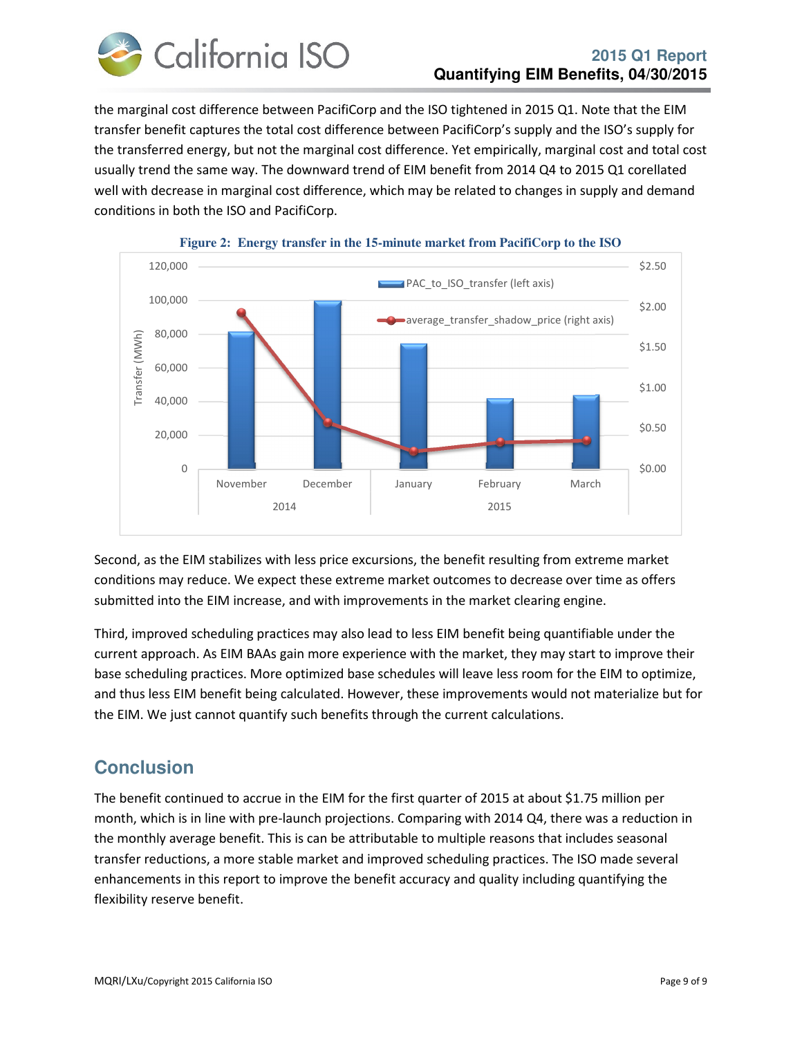the marginal cost difference between PacifiCorp and the ISO tightened in 2015 Q1. Note that the EIM transfer benefit captures the total cost difference between PacifiCorp's supply and the ISO's supply for the transferred energy, but not the marginal cost difference. Yet empirically, marginal cost and total cost usually trend the same way. The downward trend of EIM benefit from 2014 Q4 to 2015 Q1 corellated well with decrease in marginal cost difference, which may be related to changes in supply and demand conditions in both the ISO and PacifiCorp.

**Figure 2: Energy transfer in the 15-minute market from PacifiCorp to the ISO**

Transfer (MWh)
120,000
100,000
80,000
60,000
40,000
20,000
0

$2.50
$2.00
$1.50
$1.00
$0.50
$0.00

PAC_to_ISO_transfer (left axis)
average_transfer_shadow_price (right axis)

November
December
2014
January
February
March
2015

Second, as the EIM stabilizes with less price excursions, the benefit resulting from extreme market conditions may reduce. We expect these extreme market outcomes to decrease over time as offers submitted into the EIM increase, and with improvements in the market clearing engine.

Third, improved scheduling practices may also lead to less EIM benefit being quantifiable under the current approach. As EIM BAAs gain more experience with the market, they may start to improve their base scheduling practices. More optimized base schedules will leave less room for the EIM to optimize, and thus less EIM benefit being calculated. However, these improvements would not materialize but for the EIM. We just cannot quantify such benefits through the current calculations.

## Conclusion

The benefit continued to accrue in the EIM for the first quarter of 2015 at about $1.75 million per month, which is in line with pre-launch projections. Comparing with 2014 Q4, there was a reduction in the monthly average benefit. This is can be attributable to multiple reasons that includes seasonal transfer reductions, a more stable market and improved scheduling practices. The ISO made several enhancements in this report to improve the benefit accuracy and quality including quantifying the flexibility reserve benefit.